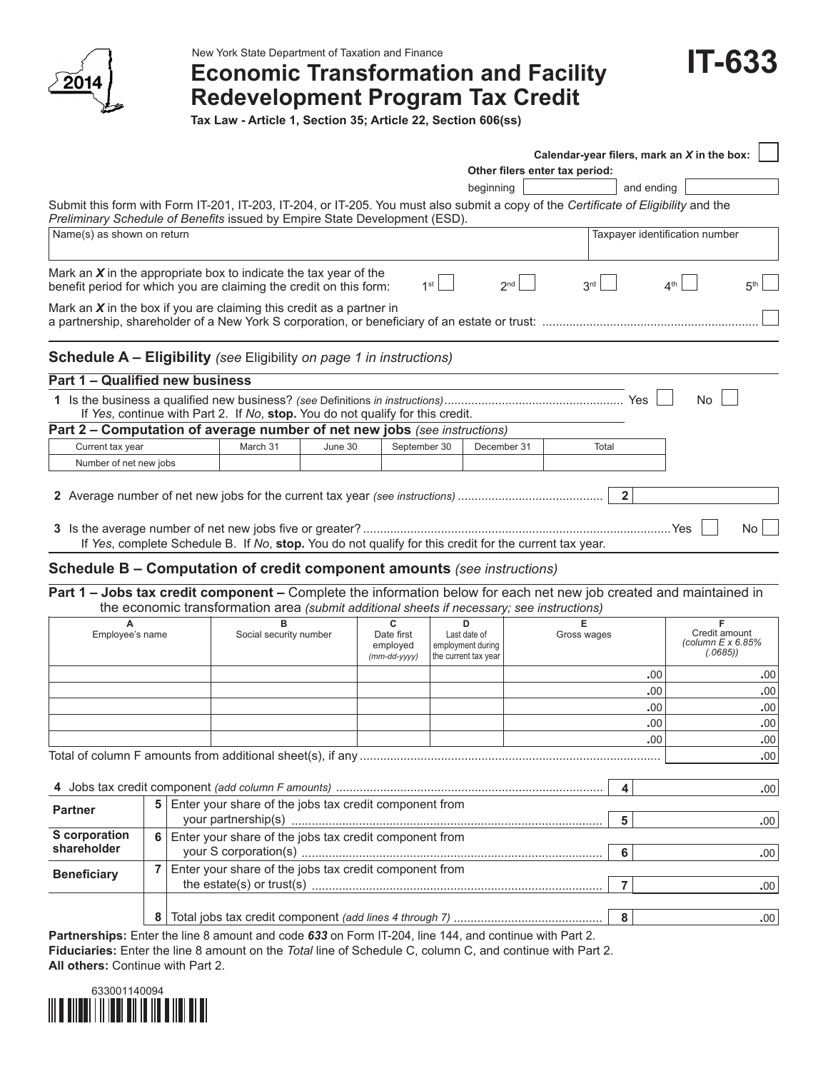New York State Department of Taxation and Finance

# Economic Transformation and Facility Redevelopment Program Tax Credit

**IT-633**

2014

**Tax Law - Article 1, Section 35; Article 22, Section 606(ss)**

**Calendar-year filers, mark an X in the box:** ☐

**Other filers enter tax period:**

beginning ______ and ending ______

Submit this form with Form IT-201, IT-203, IT-204, or IT-205. You must also submit a copy of the *Certificate of Eligibility* and the *Preliminary Schedule of Benefits* issued by Empire State Development (ESD).

| Name(s) as shown on return | Taxpayer identification number |
|---|---|
| | |

Mark an ***X*** in the appropriate box to indicate the tax year of the benefit period for which you are claiming the credit on this form: 1st ☐ 2nd ☐ 3rd ☐ 4th ☐ 5th ☐

Mark an ***X*** in the box if you are claiming this credit as a partner in a partnership, shareholder of a New York S corporation, or beneficiary of an estate or trust: ☐

## Schedule A – Eligibility *(see* Eligibility *on page 1 in instructions)*

### Part 1 – Qualified new business

**1** Is the business a qualified new business? *(see* Definitions *in instructions)* ..... Yes ☐ No ☐

If *Yes*, continue with Part 2. If *No*, **stop.** You do not qualify for this credit.

### Part 2 – Computation of average number of net new jobs *(see instructions)*

| Current tax year | March 31 | June 30 | September 30 | December 31 | Total |
|---|---|---|---|---|---|
| Number of net new jobs | | | | | |

**2** Average number of net new jobs for the current tax year *(see instructions)* ..... **2** ______

**3** Is the average number of net new jobs five or greater? ..... Yes ☐ No ☐

If *Yes*, complete Schedule B. If *No*, **stop.** You do not qualify for this credit for the current tax year.

## Schedule B – Computation of credit component amounts *(see instructions)*

**Part 1 – Jobs tax credit component –** Complete the information below for each net new job created and maintained in the economic transformation area *(submit additional sheets if necessary; see instructions)*

| A<br>Employee's name | B<br>Social security number | C<br>Date first employed *(mm-dd-yyyy)* | D<br>Last date of employment during the current tax year | E<br>Gross wages | F<br>Credit amount *(column E x 6.85% (.0685))* |
|---|---|---|---|---|---|
| | | | | .00 | .00 |
| | | | | .00 | .00 |
| | | | | .00 | .00 |
| | | | | .00 | .00 |
| | | | | .00 | .00 |
| Total of column F amounts from additional sheet(s), if any | | | | | .00 |

| | | | | |
|---|---|---|---|---|
| | **4** | Jobs tax credit component *(add column F amounts)* | **4** | .00 |
| **Partner** | **5** | Enter your share of the jobs tax credit component from your partnership(s) | **5** | .00 |
| **S corporation shareholder** | **6** | Enter your share of the jobs tax credit component from your S corporation(s) | **6** | .00 |
| **Beneficiary** | **7** | Enter your share of the jobs tax credit component from the estate(s) or trust(s) | **7** | .00 |
| | **8** | Total jobs tax credit component *(add lines 4 through 7)* | **8** | .00 |

**Partnerships:** Enter the line 8 amount and code ***633*** on Form IT-204, line 144, and continue with Part 2.
**Fiduciaries:** Enter the line 8 amount on the *Total* line of Schedule C, column C, and continue with Part 2.
**All others:** Continue with Part 2.

633001140094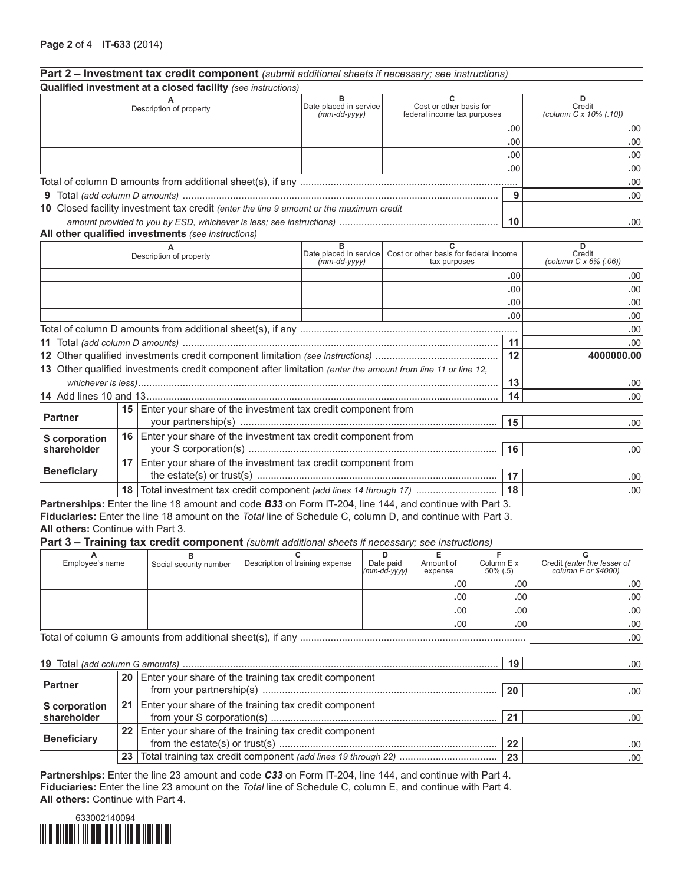## Part 2 – Investment tax credit component *(submit additional sheets if necessary; see instructions)*

**Qualified investment at a closed facility** *(see instructions)*

| A<br>Description of property | B<br>Date placed in service *(mm-dd-yyyy)* | C<br>Cost or other basis for federal income tax purposes | D<br>Credit *(column C x 10% (.10))* |
|---|---|---|---|
| | | .00 | .00 |
| | | .00 | .00 |
| | | .00 | .00 |
| | | .00 | .00 |
| Total of column D amounts from additional sheet(s), if any | | | .00 |

| | | |
|---|---|---|
| **9** Total *(add column D amounts)* | **9** | .00 |
| **10** Closed facility investment tax credit *(enter the line 9 amount or the maximum credit amount provided to you by ESD, whichever is less; see instructions)* | **10** | .00 |

**All other qualified investments** *(see instructions)*

| A<br>Description of property | B<br>Date placed in service *(mm-dd-yyyy)* | C<br>Cost or other basis for federal income tax purposes | D<br>Credit *(column C x 6% (.06))* |
|---|---|---|---|
| | | .00 | .00 |
| | | .00 | .00 |
| | | .00 | .00 |
| | | .00 | .00 |
| Total of column D amounts from additional sheet(s), if any | | | .00 |

| | | | |
|---|---|---|---|
| | **11** Total *(add column D amounts)* | **11** | .00 |
| | **12** Other qualified investments credit component limitation *(see instructions)* | **12** | 4000000.00 |
| | **13** Other qualified investments credit component after limitation *(enter the amount from line 11 or line 12, whichever is less)* | **13** | .00 |
| | **14** Add lines 10 and 13 | **14** | .00 |
| **Partner** | **15** Enter your share of the investment tax credit component from your partnership(s) | **15** | .00 |
| **S corporation shareholder** | **16** Enter your share of the investment tax credit component from your S corporation(s) | **16** | .00 |
| **Beneficiary** | **17** Enter your share of the investment tax credit component from the estate(s) or trust(s) | **17** | .00 |
| | **18** Total investment tax credit component *(add lines 14 through 17)* | **18** | .00 |

**Partnerships:** Enter the line 18 amount and code ***B33*** on Form IT-204, line 144, and continue with Part 3.
**Fiduciaries:** Enter the line 18 amount on the *Total* line of Schedule C, column D, and continue with Part 3.
**All others:** Continue with Part 3.

## Part 3 – Training tax credit component *(submit additional sheets if necessary; see instructions)*

| A<br>Employee's name | B<br>Social security number | C<br>Description of training expense | D<br>Date paid *(mm-dd-yyyy)* | E<br>Amount of expense | F<br>Column E x 50% (.5) | G<br>Credit *(enter the lesser of column F or $4000)* |
|---|---|---|---|---|---|---|
| | | | | .00 | .00 | .00 |
| | | | | .00 | .00 | .00 |
| | | | | .00 | .00 | .00 |
| | | | | .00 | .00 | .00 |
| Total of column G amounts from additional sheet(s), if any | | | | | | .00 |

| | | | |
|---|---|---|---|
| | **19** Total *(add column G amounts)* | **19** | .00 |
| **Partner** | **20** Enter your share of the training tax credit component from your partnership(s) | **20** | .00 |
| **S corporation shareholder** | **21** Enter your share of the training tax credit component from your S corporation(s) | **21** | .00 |
| **Beneficiary** | **22** Enter your share of the training tax credit component from the estate(s) or trust(s) | **22** | .00 |
| | **23** Total training tax credit component *(add lines 19 through 22)* | **23** | .00 |

**Partnerships:** Enter the line 23 amount and code ***C33*** on Form IT-204, line 144, and continue with Part 4.
**Fiduciaries:** Enter the line 23 amount on the *Total* line of Schedule C, column E, and continue with Part 4.
**All others:** Continue with Part 4.

633002140094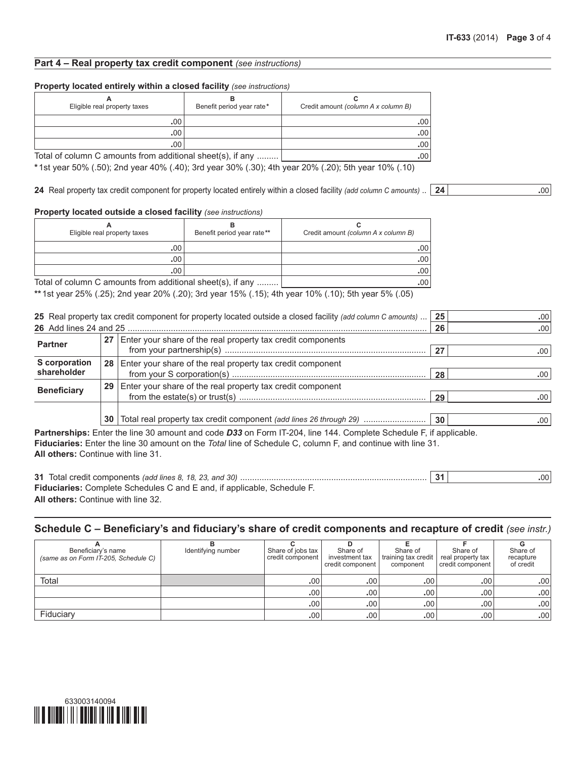## Part 4 – Real property tax credit component *(see instructions)*

**Property located entirely within a closed facility** *(see instructions)*

| A<br>Eligible real property taxes | B<br>Benefit period year rate* | C<br>Credit amount *(column A x column B)* |
|---|---|---|
| .00 | | .00 |
| .00 | | .00 |
| .00 | | .00 |
| Total of column C amounts from additional sheet(s), if any ......... | | .00 |

***** 1st year 50% (.50); 2nd year 40% (.40); 3rd year 30% (.30); 4th year 20% (.20); 5th year 10% (.10)

**24** Real property tax credit component for property located entirely within a closed facility *(add column C amounts)* .. **24** .00

**Property located outside a closed facility** *(see instructions)*

| A<br>Eligible real property taxes | B<br>Benefit period year rate** | C<br>Credit amount *(column A x column B)* |
|---|---|---|
| .00 | | .00 |
| .00 | | .00 |
| .00 | | .00 |
| Total of column C amounts from additional sheet(s), if any ......... | | .00 |

****** 1st year 25% (.25); 2nd year 20% (.20); 3rd year 15% (.15); 4th year 10% (.10); 5th year 5% (.05)

**25** Real property tax credit component for property located outside a closed facility *(add column C amounts)* ... **25** .00

**26** Add lines 24 and 25 ........................................................................................................................... **26** .00

| | | | | |
|---|---|---|---|---|
| **Partner** | **27** | Enter your share of the real property tax credit components from your partnership(s) .................................................................................. | **27** | .00 |
| **S corporation shareholder** | **28** | Enter your share of the real property tax credit component from your S corporation(s) ............................................................................... | **28** | .00 |
| **Beneficiary** | **29** | Enter your share of the real property tax credit component from the estate(s) or trust(s) ............................................................................ | **29** | .00 |
| | **30** | Total real property tax credit component *(add lines 26 through 29)* .......................... | **30** | .00 |

**Partnerships:** Enter the line 30 amount and code ***D33*** on Form IT-204, line 144. Complete Schedule F, if applicable.
**Fiduciaries:** Enter the line 30 amount on the *Total* line of Schedule C, column F, and continue with line 31.
**All others:** Continue with line 31.

**31** Total credit components *(add lines 8, 18, 23, and 30)* ............................................................................ **31** .00

**Fiduciaries:** Complete Schedules C and E and, if applicable, Schedule F.
**All others:** Continue with line 32.

## Schedule C – Beneficiary's and fiduciary's share of credit components and recapture of credit *(see instr.)*

| A<br>Beneficiary's name<br>*(same as on Form IT-205, Schedule C)* | B<br>Identifying number | C<br>Share of jobs tax credit component | D<br>Share of investment tax credit component | E<br>Share of training tax credit component | F<br>Share of real property tax credit component | G<br>Share of recapture of credit |
|---|---|---|---|---|---|---|
| Total | | .00 | .00 | .00 | .00 | .00 |
| | | .00 | .00 | .00 | .00 | .00 |
| | | .00 | .00 | .00 | .00 | .00 |
| Fiduciary | | .00 | .00 | .00 | .00 | .00 |

633003140094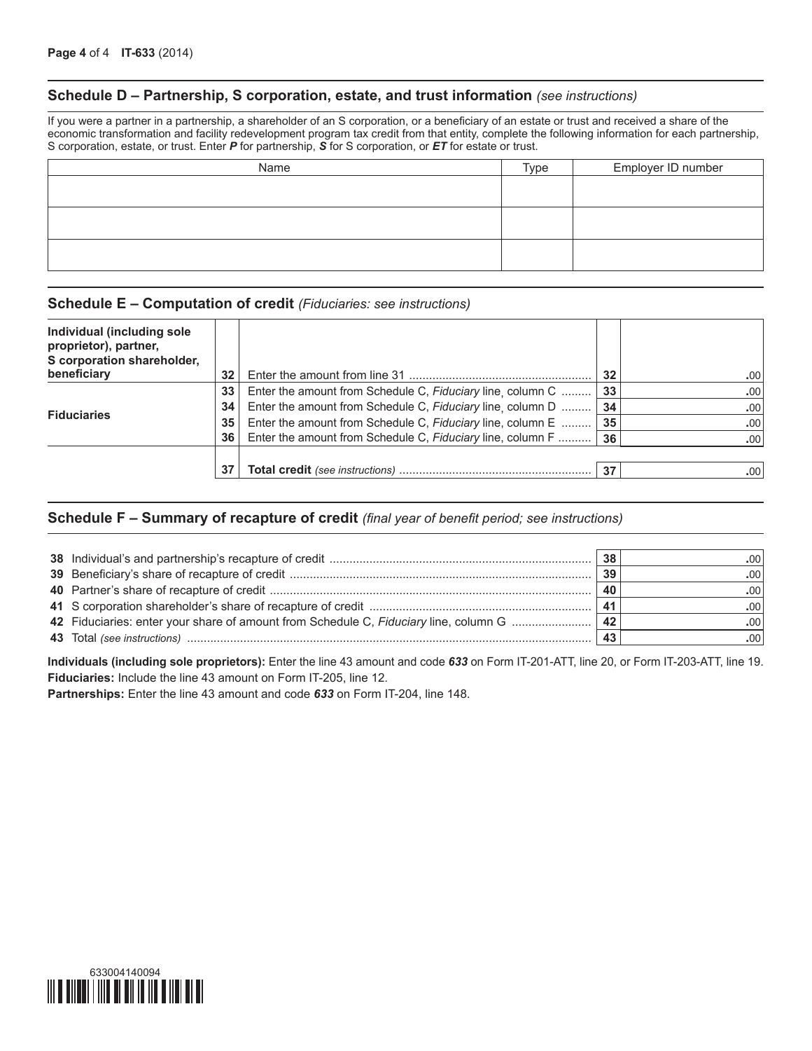## Schedule D – Partnership, S corporation, estate, and trust information *(see instructions)*

If you were a partner in a partnership, a shareholder of an S corporation, or a beneficiary of an estate or trust and received a share of the economic transformation and facility redevelopment program tax credit from that entity, complete the following information for each partnership, S corporation, estate, or trust. Enter ***P*** for partnership, ***S*** for S corporation, or ***ET*** for estate or trust.

| Name | Type | Employer ID number |
|---|---|---|
| | | |
| | | |
| | | |

## Schedule E – Computation of credit *(Fiduciaries: see instructions)*

| | | | | |
|---|---|---|---|---|
| **Individual (including sole proprietor), partner, S corporation shareholder, beneficiary** | 32 | Enter the amount from line 31 | 32 | .00 |
| **Fiduciaries** | 33 | Enter the amount from Schedule C, *Fiduciary* line, column C | 33 | .00 |
| | 34 | Enter the amount from Schedule C, *Fiduciary* line, column D | 34 | .00 |
| | 35 | Enter the amount from Schedule C, *Fiduciary* line, column E | 35 | .00 |
| | 36 | Enter the amount from Schedule C, *Fiduciary* line, column F | 36 | .00 |
| | 37 | **Total credit** *(see instructions)* | 37 | .00 |

## Schedule F – Summary of recapture of credit *(final year of benefit period; see instructions)*

| | | | |
|---|---|---|---|
| 38 | Individual's and partnership's recapture of credit | 38 | .00 |
| 39 | Beneficiary's share of recapture of credit | 39 | .00 |
| 40 | Partner's share of recapture of credit | 40 | .00 |
| 41 | S corporation shareholder's share of recapture of credit | 41 | .00 |
| 42 | Fiduciaries: enter your share of amount from Schedule C, *Fiduciary* line, column G | 42 | .00 |
| 43 | Total *(see instructions)* | 43 | .00 |

**Individuals (including sole proprietors):** Enter the line 43 amount and code ***633*** on Form IT-201-ATT, line 20, or Form IT-203-ATT, line 19.
**Fiduciaries:** Include the line 43 amount on Form IT-205, line 12.
**Partnerships:** Enter the line 43 amount and code ***633*** on Form IT-204, line 148.

633004140094